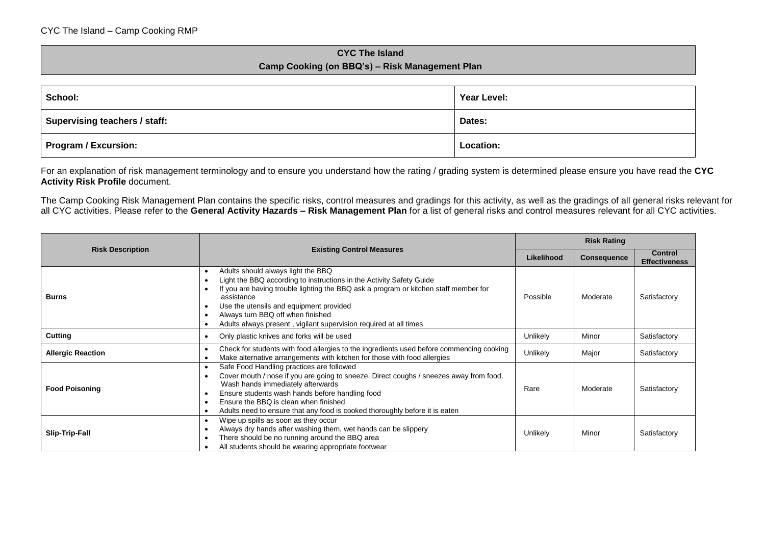## CYC The Island
## Camp Cooking (on BBQ's) – Risk Management Plan

| **School:** | **Year Level:** |
|---|---|
| **Supervising teachers / staff:** | **Dates:** |
| **Program / Excursion:** | **Location:** |

For an explanation of risk management terminology and to ensure you understand how the rating / grading system is determined please ensure you have read the **CYC Activity Risk Profile** document.

The Camp Cooking Risk Management Plan contains the specific risks, control measures and gradings for this activity, as well as the gradings of all general risks relevant for all CYC activities. Please refer to the **General Activity Hazards – Risk Management Plan** for a list of general risks and control measures relevant for all CYC activities.

| Risk Description | Existing Control Measures | Risk Rating | | |
|---|---|---|---|---|
| | | **Likelihood** | **Consequence** | **Control Effectiveness** |
| **Burns** | • Adults should always light the BBQ<br>• Light the BBQ according to instructions in the Activity Safety Guide<br>• If you are having trouble lighting the BBQ ask a program or kitchen staff member for assistance<br>• Use the utensils and equipment provided<br>• Always turn BBQ off when finished<br>• Adults always present , vigilant supervision required at all times | Possible | Moderate | Satisfactory |
| **Cutting** | • Only plastic knives and forks will be used | Unlikely | Minor | Satisfactory |
| **Allergic Reaction** | • Check for students with food allergies to the ingredients used before commencing cooking<br>• Make alternative arrangements with kitchen for those with food allergies | Unlikely | Major | Satisfactory |
| **Food Poisoning** | • Safe Food Handling practices are followed<br>• Cover mouth / nose if you are going to sneeze. Direct coughs / sneezes away from food. Wash hands immediately afterwards<br>• Ensure students wash hands before handling food<br>• Ensure the BBQ is clean when finished<br>• Adults need to ensure that any food is cooked thoroughly before it is eaten | Rare | Moderate | Satisfactory |
| **Slip-Trip-Fall** | • Wipe up spills as soon as they occur<br>• Always dry hands after washing them, wet hands can be slippery<br>• There should be no running around the BBQ area<br>• All students should be wearing appropriate footwear | Unlikely | Minor | Satisfactory |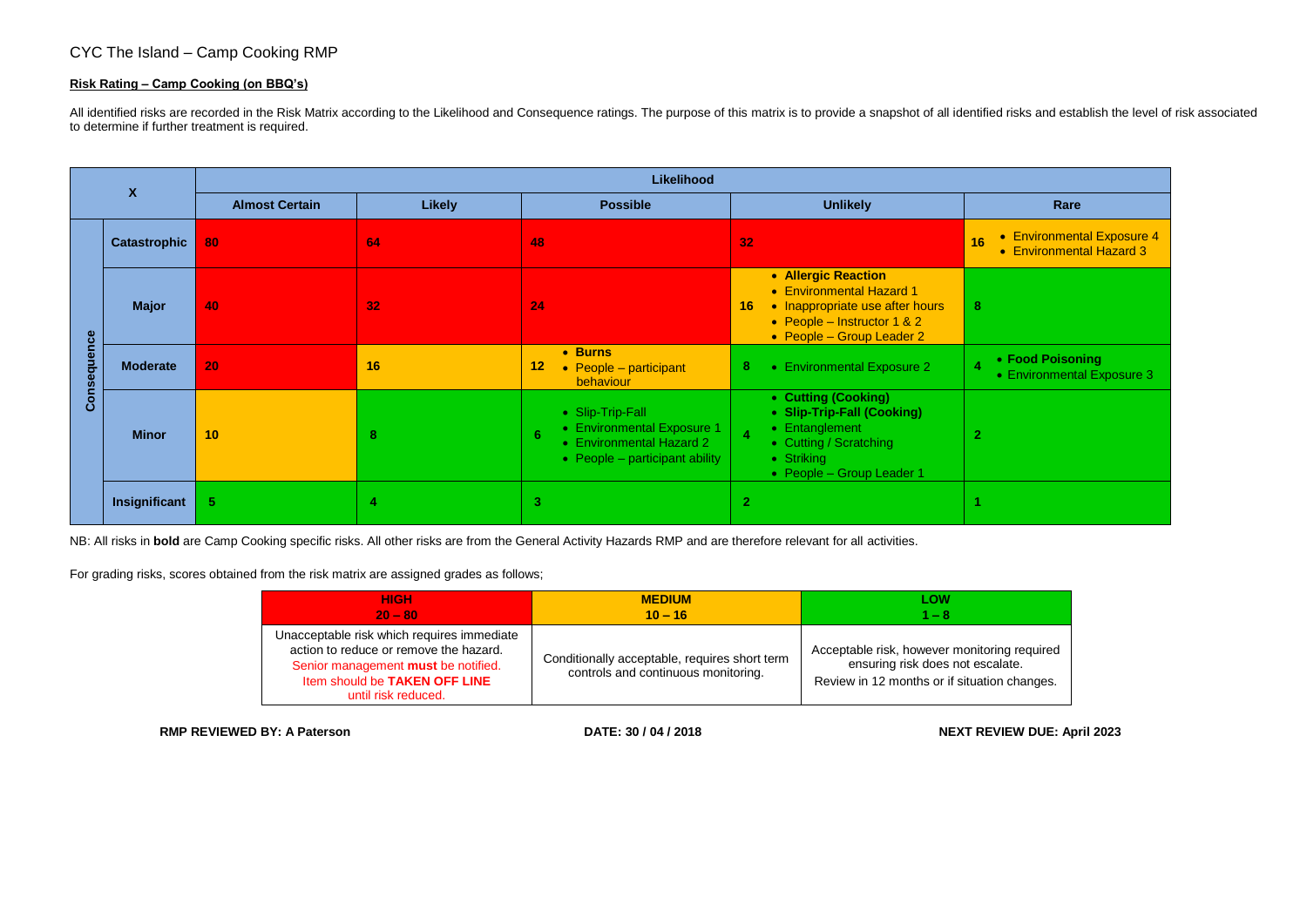CYC The Island – Camp Cooking RMP

**Risk Rating – Camp Cooking (on BBQ's)**

All identified risks are recorded in the Risk Matrix according to the Likelihood and Consequence ratings. The purpose of this matrix is to provide a snapshot of all identified risks and establish the level of risk associated to determine if further treatment is required.

| X | | Likelihood | | | | |
|---|---|---|---|---|---|---|
| | | **Almost Certain** | **Likely** | **Possible** | **Unlikely** | **Rare** |
| Consequence | **Catastrophic** | 80 | 64 | 48 | 32 | 16 • Environmental Exposure 4 • Environmental Hazard 3 |
| | **Major** | 40 | 32 | 24 | 16 • **Allergic Reaction** • Environmental Hazard 1 • Inappropriate use after hours • People – Instructor 1 & 2 • People – Group Leader 2 | 8 |
| | **Moderate** | 20 | 16 | 12 • **Burns** • People – participant behaviour | 8 • Environmental Exposure 2 | 4 • **Food Poisoning** • Environmental Exposure 3 |
| | **Minor** | 10 | 8 | 6 • Slip-Trip-Fall • Environmental Exposure 1 • Environmental Hazard 2 • People – participant ability | 4 • **Cutting (Cooking)** • **Slip-Trip-Fall (Cooking)** • Entanglement • Cutting / Scratching • Striking • People – Group Leader 1 | 2 |
| | **Insignificant** | 5 | 4 | 3 | 2 | 1 |

NB: All risks in **bold** are Camp Cooking specific risks. All other risks are from the General Activity Hazards RMP and are therefore relevant for all activities.

For grading risks, scores obtained from the risk matrix are assigned grades as follows;

| **HIGH** 20 – 80 | **MEDIUM** 10 – 16 | **LOW** 1 – 8 |
|---|---|---|
| Unacceptable risk which requires immediate action to reduce or remove the hazard. Senior management **must** be notified. Item should be **TAKEN OFF LINE** until risk reduced. | Conditionally acceptable, requires short term controls and continuous monitoring. | Acceptable risk, however monitoring required ensuring risk does not escalate. Review in 12 months or if situation changes. |

**RMP REVIEWED BY: A Paterson** **DATE: 30 / 04 / 2018** **NEXT REVIEW DUE: April 2023**